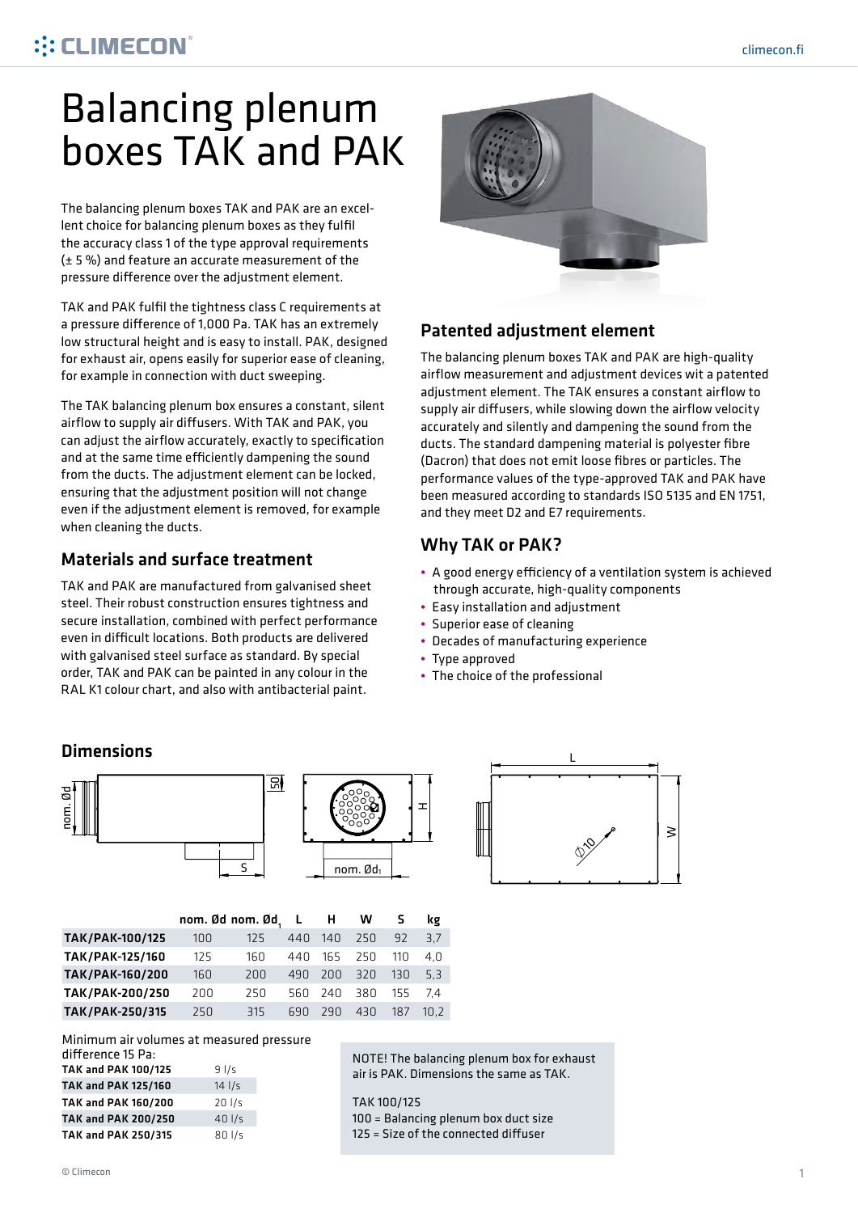# Balancing plenum boxes TAK and PAK

The balancing plenum boxes TAK and PAK are an excellent choice for balancing plenum boxes as they fulfil the accuracy class 1 of the type approval requirements (± 5 %) and feature an accurate measurement of the pressure difference over the adjustment element.

TAK and PAK fulfil the tightness class C requirements at a pressure difference of 1,000 Pa. TAK has an extremely low structural height and is easy to install. PAK, designed for exhaust air, opens easily for superior ease of cleaning, for example in connection with duct sweeping.

The TAK balancing plenum box ensures a constant, silent airflow to supply air diffusers. With TAK and PAK, you can adjust the airflow accurately, exactly to specification and at the same time efficiently dampening the sound from the ducts. The adjustment element can be locked, ensuring that the adjustment position will not change even if the adjustment element is removed, for example when cleaning the ducts.

## Materials and surface treatment

TAK and PAK are manufactured from galvanised sheet steel. Their robust construction ensures tightness and secure installation, combined with perfect performance even in difficult locations. Both products are delivered with galvanised steel surface as standard. By special order, TAK and PAK can be painted in any colour in the RAL K1 colour chart, and also with antibacterial paint.

## Patented adjustment element

The balancing plenum boxes TAK and PAK are high-quality airflow measurement and adjustment devices wit a patented adjustment element. The TAK ensures a constant airflow to supply air diffusers, while slowing down the airflow velocity accurately and silently and dampening the sound from the ducts. The standard dampening material is polyester fibre (Dacron) that does not emit loose fibres or particles. The performance values of the type-approved TAK and PAK have been measured according to standards ISO 5135 and EN 1751, and they meet D2 and E7 requirements.

## Why TAK or PAK?

- A good energy efficiency of a ventilation system is achieved through accurate, high-quality components
- Easy installation and adjustment
- Superior ease of cleaning
- Decades of manufacturing experience
- Type approved
- The choice of the professional

## Dimensions

nom. Ød
50
S
H
nom. Ød1
L
W
Ø10

| | nom. Ød | nom. Ød1 | L | H | W | S | kg |
|---|---|---|---|---|---|---|---|
| **TAK/PAK-100/125** | 100 | 125 | 440 | 140 | 250 | 92 | 3,7 |
| **TAK/PAK-125/160** | 125 | 160 | 440 | 165 | 250 | 110 | 4,0 |
| **TAK/PAK-160/200** | 160 | 200 | 490 | 200 | 320 | 130 | 5,3 |
| **TAK/PAK-200/250** | 200 | 250 | 560 | 240 | 380 | 155 | 7,4 |
| **TAK/PAK-250/315** | 250 | 315 | 690 | 290 | 430 | 187 | 10,2 |

Minimum air volumes at measured pressure difference 15 Pa:

| | |
|---|---|
| **TAK and PAK 100/125** | 9 l/s |
| **TAK and PAK 125/160** | 14 l/s |
| **TAK and PAK 160/200** | 20 l/s |
| **TAK and PAK 200/250** | 40 l/s |
| **TAK and PAK 250/315** | 80 l/s |

NOTE! The balancing plenum box for exhaust air is PAK. Dimensions the same as TAK.

TAK 100/125
100 = Balancing plenum box duct size
125 = Size of the connected diffuser

© Climecon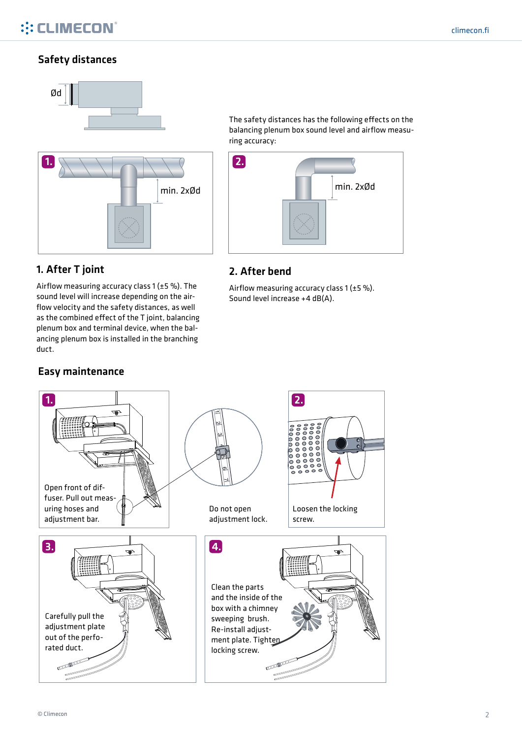## Safety distances

Ød

The safety distances has the following effects on the balancing plenum box sound level and airflow measuring accuracy:

1.

min. 2xØd

2.

min. 2xØd

### 1. After T joint

Airflow measuring accuracy class 1 (±5 %). The sound level will increase depending on the airflow velocity and the safety distances, as well as the combined effect of the T joint, balancing plenum box and terminal device, when the balancing plenum box is installed in the branching duct.

### 2. After bend

Airflow measuring accuracy class 1 (±5 %).
Sound level increase +4 dB(A).

## Easy maintenance

1.

Open front of diffuser. Pull out measuring hoses and adjustment bar.

Do not open adjustment lock.

2.

Loosen the locking screw.

3.

Carefully pull the adjustment plate out of the perforated duct.

4.

Clean the parts and the inside of the box with a chimney sweeping brush. Re-install adjustment plate. Tighten locking screw.

© Climecon